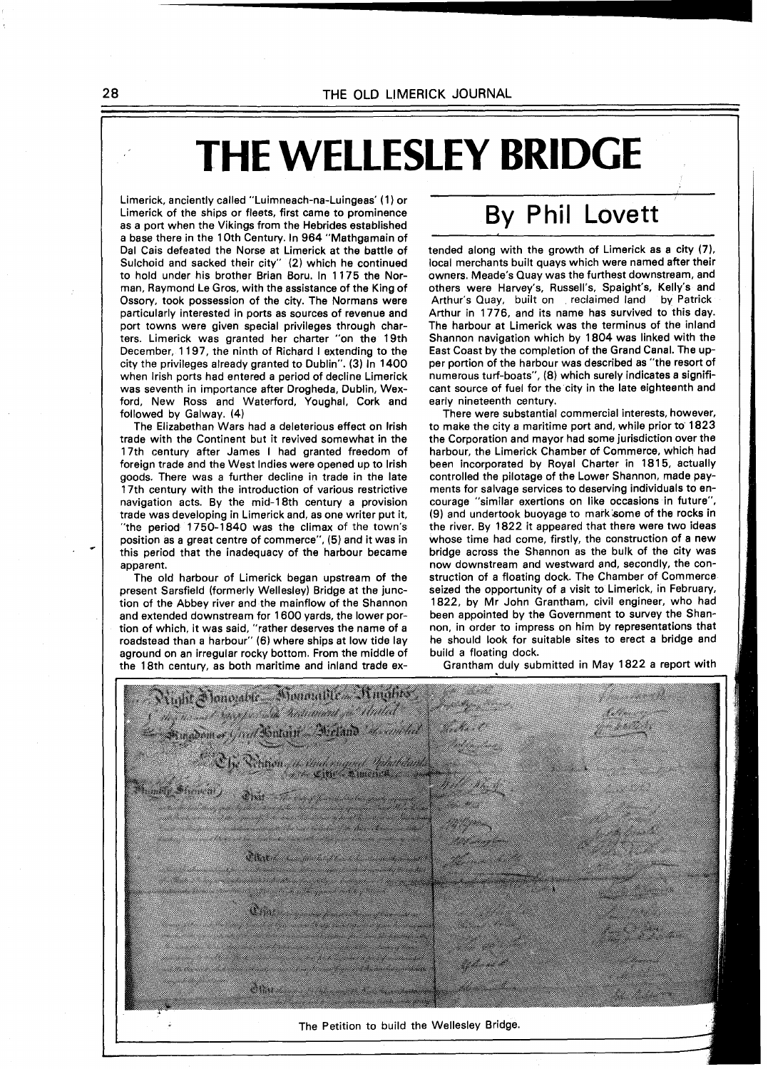# THE WELLESLEY BRIDGE

## By Phil Lovett

Limerick, anciently called "Luimneach-na-Luingeas' (1) or Limerick of the ships or fleets, first came to prominence as a port when the Vikings from the Hebrides established a base there in the 10th Century. In 964 "Mathgamain of Dal Cais defeated the Norse at Limerick at the battle of Sulchoid and sacked their city" (2) which he continued to hold under his brother Brian Boru. In 1175 the Norman, Raymond Le Gros, with the assistance of the King of Ossory, took possession of the city. The Normans were particularly interested in ports as sources of revenue and port towns were given special privileges through charters. Limerick was granted her charter "on the 19th December, 1197, the ninth of Richard I extending to the city the privileges already granted to Dublin". (3) In 1400 when Irish ports had entered a period of decline Limerick was seventh in importance after Drogheda, Dublin, Wexford, New Ross and Waterford, Youghal, Cork and followed by Galway. (4)

The Elizabethan Wars had a deleterious effect on Irish trade with the Continent but it revived somewhat in the 17th century after James I had granted freedom of foreign trade and the West Indies were opened up to Irish goods. There was a further decline in trade in the late 17th century with the introduction of various restrictive navigation acts. By the mid-18th century a provision trade was developing in Limerick and, as one writer put it, "the period 1750-1840 was the climax of the town's position as a great centre of commerce", (5) and it was in this period that the inadequacy of the harbour became apparent.

The old harbour of Limerick began upstream of the present Sarsfield (formerly Wellesley) Bridge at the junction of the Abbey river and the mainflow of the Shannon and extended downstream for 1600 yards, the lower portion of which, it was said, "rather deserves the name of a roadstead than a harbour" (6) where ships at low tide lay aground on an irregular rocky bottom. From the middle of the 18th century, as both maritime and inland trade extended along with the growth of Limerick as a city (7), local merchants built quays which were named after their owners. Meade's Quay was the furthest downstream, and others were Harvey's, Russell's, Spaight's, Kelly's and Arthur's Quay, built on reclaimed land by Patrick Arthur in 1776, and its name has survived to this day. The harbour at Limerick was the terminus of the inland Shannon navigation which by 1804 was linked with the East Coast by the completion of the Grand Canal. The upper portion of the harbour was described as "the resort of numerous turf-boats", (8) which surely indicates a significant source of fuel for the city in the late eighteenth and early nineteenth century.

There were substantial commercial interests, however, to make the city a maritime port and, while prior to 1823 the Corporation and mayor had some jurisdiction over the harbour, the Limerick Chamber of Commerce, which had been incorporated by Royal Charter in 1815, actually controlled the pilotage of the Lower Shannon, made payments for salvage services to deserving individuals to encourage "similar exertions on like occasions in future", (9) and undertook buoyage to mark some of the rocks in the river. By 1822 it appeared that there were two ideas whose time had come, firstly, the construction of a new bridge across the Shannon as the bulk of the city was now downstream and westward and, secondly, the construction of a floating dock. The Chamber of Commerce seized the opportunity of a visit to Limerick, in February, 1822, by Mr John Grantham, civil engineer, who had been appointed by the Government to survey the Shannon, in order to impress on him by representations that he should look for suitable sites to erect a bridge and build a floating dock.

Grantham duly submitted in May 1822 a report with

The Petition to build the Wellesley Bridge.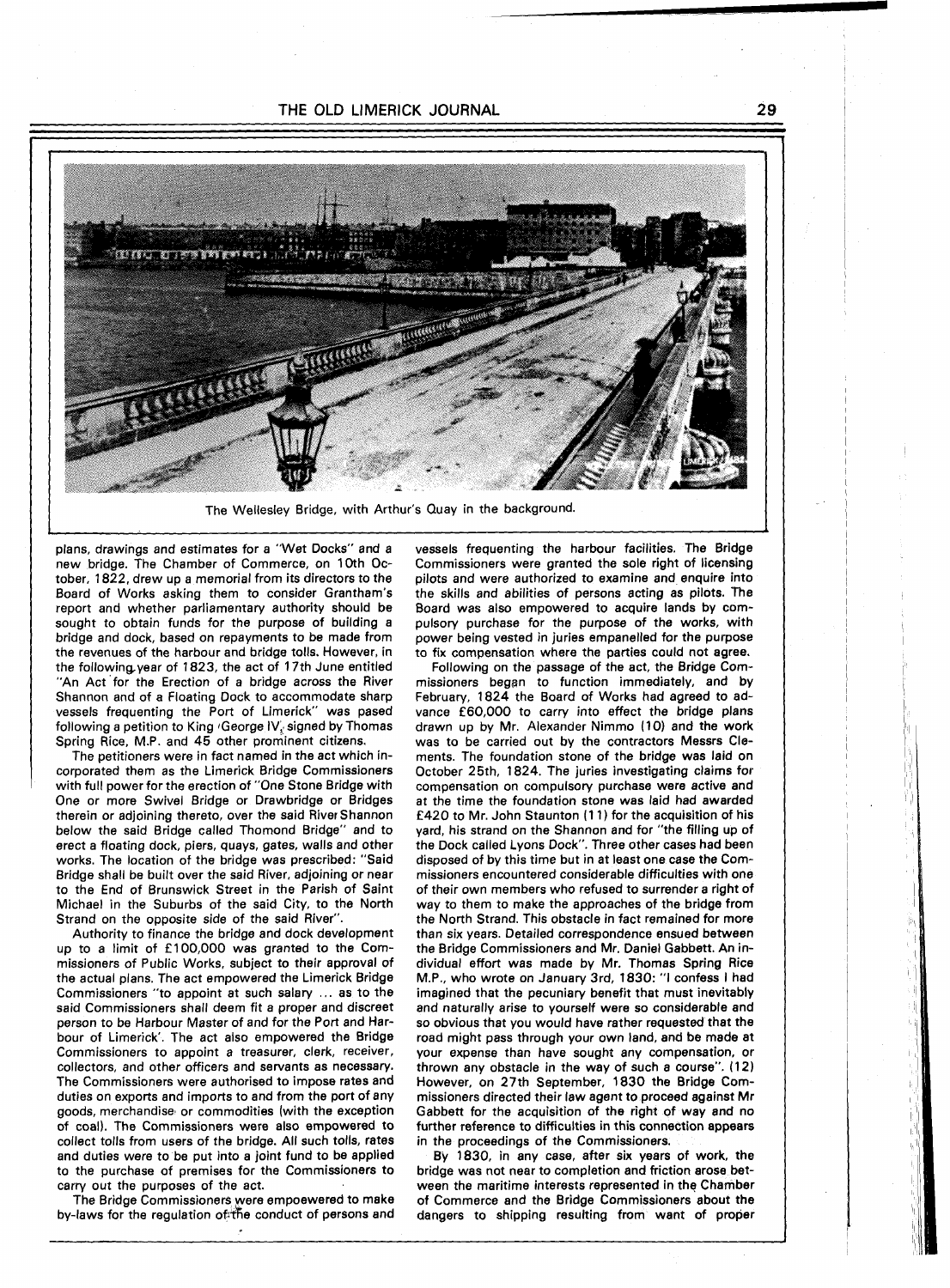The Wellesley Bridge, with Arthur's Quay in the background.

plans, drawings and estimates for a "Wet Docks" and a new bridge. The Chamber of Commerce, on 10th October, 1822, drew up a memorial from its directors to the Board of Works asking them to consider Grantham's report and whether parliamentary authority should be sought to obtain funds for the purpose of building a bridge and dock, based on repayments to be made from the revenues of the harbour and bridge tolls. However, in the following year of 1823, the act of 17th June entitled "An Act for the Erection of a bridge across the River Shannon and of a Floating Dock to accommodate sharp vessels frequenting the Port of Limerick" was pased following a petition to King George IV, signed by Thomas Spring Rice, M.P. and 45 other prominent citizens.

The petitioners were in fact named in the act which incorporated them as the Limerick Bridge Commissioners with full power for the erection of "One Stone Bridge with One or more Swivel Bridge or Drawbridge or Bridges therein or adjoining thereto, over the said River Shannon below the said Bridge called Thomond Bridge" and to erect a floating dock, piers, quays, gates, walls and other works. The location of the bridge was prescribed: "Said Bridge shall be built over the said River, adjoining or near to the End of Brunswick Street in the Parish of Saint Michael in the Suburbs of the said City, to the North Strand on the opposite side of the said River".

Authority to finance the bridge and dock development up to a limit of £100,000 was granted to the Commissioners of Public Works, subject to their approval of the actual plans. The act empowered the Limerick Bridge Commissioners "to appoint at such salary ... as to the said Commissioners shall deem fit a proper and discreet person to be Harbour Master of and for the Port and Harbour of Limerick'. The act also empowered the Bridge Commissioners to appoint a treasurer, clerk, receiver, collectors, and other officers and servants as necessary. The Commissioners were authorised to impose rates and duties on exports and imports to and from the port of any goods, merchandise or commodities (with the exception of coal). The Commissioners were also empowered to collect tolls from users of the bridge. All such tolls, rates and duties were to be put into a joint fund to be applied to the purchase of premises for the Commissioners to carry out the purposes of the act.

The Bridge Commissioners were empoewered to make by-laws for the regulation of the conduct of persons and vessels frequenting the harbour facilities. The Bridge Commissioners were granted the sole right of licensing pilots and were authorized to examine and enquire into the skills and abilities of persons acting as pilots. The Board was also empowered to acquire lands by compulsory purchase for the purpose of the works, with power being vested in juries empanelled for the purpose to fix compensation where the parties could not agree.

Following on the passage of the act, the Bridge Commissioners began to function immediately, and by February, 1824 the Board of Works had agreed to advance £60,000 to carry into effect the bridge plans drawn up by Mr. Alexander Nimmo (10) and the work was to be carried out by the contractors Messrs Clements. The foundation stone of the bridge was laid on October 25th, 1824. The juries investigating claims for compensation on compulsory purchase were active and at the time the foundation stone was laid had awarded £420 to Mr. John Staunton (11) for the acquisition of his yard, his strand on the Shannon and for "the filling up of the Dock called Lyons Dock". Three other cases had been disposed of by this time but in at least one case the Commissioners encountered considerable difficulties with one of their own members who refused to surrender a right of way to them to make the approaches of the bridge from the North Strand. This obstacle in fact remained for more than six years. Detailed correspondence ensued between the Bridge Commissioners and Mr. Daniel Gabbett. An individual effort was made by Mr. Thomas Spring Rice M.P., who wrote on January 3rd, 1830: "I confess I had imagined that the pecuniary benefit that must inevitably and naturally arise to yourself were so considerable and so obvious that you would have rather requested that the road might pass through your own land, and be made at your expense than have sought any compensation, or thrown any obstacle in the way of such a course". (12) However, on 27th September, 1830 the Bridge Commissioners directed their law agent to proceed against Mr Gabbett for the acquisition of the right of way and no further reference to difficulties in this connection appears in the proceedings of the Commissioners.

By 1830, in any case, after six years of work, the bridge was not near to completion and friction arose between the maritime interests represented in the Chamber of Commerce and the Bridge Commissioners about the dangers to shipping resulting from want of proper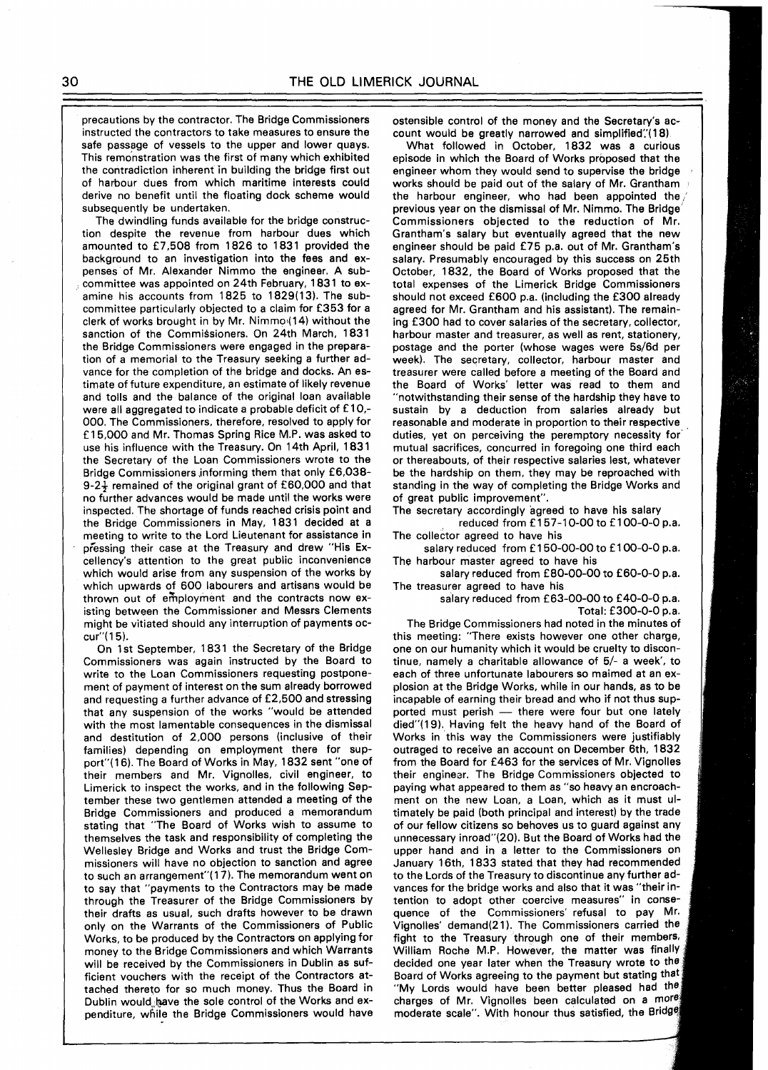precautions by the contractor. The Bridge Commissioners instructed the contractors to take measures to ensure the safe passage of vessels to the upper and lower quays. This remonstration was the first of many which exhibited the contradiction inherent in building the bridge first out of harbour dues from which maritime interests could derive no benefit until the floating dock scheme would subsequently be undertaken.

The dwindling funds available for the bridge construction despite the revenue from harbour dues which amounted to £7,508 from 1826 to 1831 provided the background to an investigation into the fees and expenses of Mr. Alexander Nimmo the engineer. A sub-committee was appointed on 24th February, 1831 to examine his accounts from 1825 to 1829(13). The sub-committee particularly objected to a claim for £353 for a clerk of works brought in by Mr. Nimmo(14) without the sanction of the Commissioners. On 24th March, 1831 the Bridge Commissioners were engaged in the preparation of a memorial to the Treasury seeking a further advance for the completion of the bridge and docks. An estimate of future expenditure, an estimate of likely revenue and tolls and the balance of the original loan available were all aggregated to indicate a probable deficit of £10,-000. The Commissioners, therefore, resolved to apply for £15,000 and Mr. Thomas Spring Rice M.P. was asked to use his influence with the Treasury. On 14th April, 1831 the Secretary of the Loan Commissioners wrote to the Bridge Commissioners informing them that only £6,038-9-2½ remained of the original grant of £60,000 and that no further advances would be made until the works were inspected. The shortage of funds reached crisis point and the Bridge Commissioners in May, 1831 decided at a meeting to write to the Lord Lieutenant for assistance in pressing their case at the Treasury and drew "His Excellency's attention to the great public inconvenience which would arise from any suspension of the works by which upwards of 600 labourers and artisans would be thrown out of employment and the contracts now existing between the Commissioner and Messrs Clements might be vitiated should any interruption of payments occur"(15).

On 1st September, 1831 the Secretary of the Bridge Commissioners was again instructed by the Board to write to the Loan Commissioners requesting postponement of payment of interest on the sum already borrowed and requesting a further advance of £2,500 and stressing that any suspension of the works "would be attended with the most lamentable consequences in the dismissal and destitution of 2,000 persons (inclusive of their families) depending on employment there for support"(16). The Board of Works in May, 1832 sent "one of their members and Mr. Vignolles, civil engineer, to Limerick to inspect the works, and in the following September these two gentlemen attended a meeting of the Bridge Commissioners and produced a memorandum stating that "The Board of Works wish to assume to themselves the task and responsibility of completing the Wellesley Bridge and Works and trust the Bridge Commissioners will have no objection to sanction and agree to such an arrangement"(17). The memorandum went on to say that "payments to the Contractors may be made through the Treasurer of the Bridge Commissioners by their drafts as usual, such drafts however to be drawn only on the Warrants of the Commissioners of Public Works, to be produced by the Contractors on applying for money to the Bridge Commissioners and which Warrants will be received by the Commissioners in Dublin as sufficient vouchers with the receipt of the Contractors attached thereto for so much money. Thus the Board in Dublin would have the sole control of the Works and expenditure, while the Bridge Commissioners would have ostensible control of the money and the Secretary's account would be greatly narrowed and simplified"(18).

What followed in October, 1832 was a curious episode in which the Board of Works proposed that the engineer whom they would send to supervise the bridge works should be paid out of the salary of Mr. Grantham the harbour engineer, who had been appointed the previous year on the dismissal of Mr. Nimmo. The Bridge Commissioners objected to the reduction of Mr. Grantham's salary but eventually agreed that the new engineer should be paid £75 p.a. out of Mr. Grantham's salary. Presumably encouraged by this success on 25th October, 1832, the Board of Works proposed that the total expenses of the Limerick Bridge Commissioners should not exceed £600 p.a. (including the £300 already agreed for Mr. Grantham and his assistant). The remaining £300 had to cover salaries of the secretary, collector, harbour master and treasurer, as well as rent, stationery, postage and the porter (whose wages were 5s/6d per week). The secretary, collector, harbour master and treasurer were called before a meeting of the Board and the Board of Works' letter was read to them and "notwithstanding their sense of the hardship they have to sustain by a deduction from salaries already but reasonable and moderate in proportion to their respective duties, yet on perceiving the peremptory necessity for mutual sacrifices, concurred in foregoing one third each or thereabouts, of their respective salaries lest, whatever be the hardship on them, they may be reproached with standing in the way of completing the Bridge Works and of great public improvement".

The secretary accordingly agreed to have his salary reduced from £157-10-00 to £100-0-0 p.a.
The collector agreed to have his salary reduced from £150-00-00 to £100-0-0 p.a.
The harbour master agreed to have his salary reduced from £80-00-00 to £60-0-0 p.a.
The treasurer agreed to have his salary reduced from £63-00-00 to £40-0-0 p.a.
Total: £300-0-0 p.a.

The Bridge Commissioners had noted in the minutes of this meeting: "There exists however one other charge, one on our humanity which it would be cruelty to discontinue, namely a charitable allowance of 5/- a week', to each of three unfortunate labourers so maimed at an explosion at the Bridge Works, while in our hands, as to be incapable of earning their bread and who if not thus supported must perish — there were four but one lately died"(19). Having felt the heavy hand of the Board of Works in this way the Commissioners were justifiably outraged to receive an account on December 6th, 1832 from the Board for £463 for the services of Mr. Vignolles their engineer. The Bridge Commissioners objected to paying what appeared to them as "so heavy an encroachment on the new Loan, a Loan, which as it must ultimately be paid (both principal and interest) by the trade of our fellow citizens so behoves us to guard against any unnecessary inroad"(20). But the Board of Works had the upper hand and in a letter to the Commissioners on January 16th, 1833 stated that they had recommended to the Lords of the Treasury to discontinue any further advances for the bridge works and also that it was "their intention to adopt other coercive measures" in consequence of the Commissioners' refusal to pay Mr. Vignolles' demand(21). The Commissioners carried the fight to the Treasury through one of their members, William Roche M.P. However, the matter was finally decided one year later when the Treasury wrote to the Board of Works agreeing to the payment but stating that "My Lords would have been better pleased had the charges of Mr. Vignolles been calculated on a more moderate scale". With honour thus satisfied, the Bridge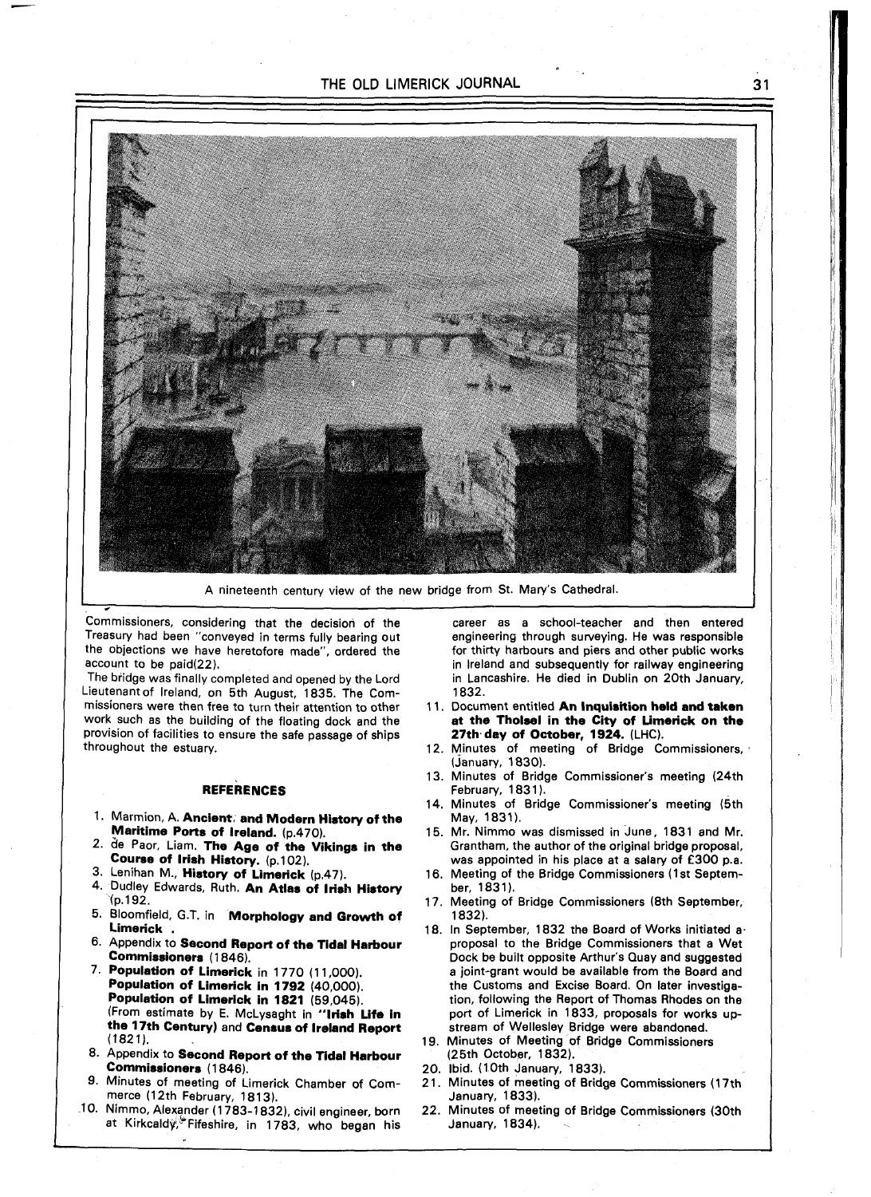A nineteenth century view of the new bridge from St. Mary's Cathedral.

Commissioners, considering that the decision of the Treasury had been "conveyed in terms fully bearing out the objections we have heretofore made", ordered the account to be paid(22).

The bridge was finally completed and opened by the Lord Lieutenant of Ireland, on 5th August, 1835. The Commissioners were then free to turn their attention to other work such as the building of the floating dock and the provision of facilities to ensure the safe passage of ships throughout the estuary.

## REFERENCES

1. Marmion, A. **Ancient and Modern History of the Maritime Ports of Ireland.** (p.470).
2. de Paor, Liam. **The Age of the Vikings in the Course of Irish History.** (p.102).
3. Lenihan M., **History of Limerick** (p.47).
4. Dudley Edwards, Ruth. **An Atlas of Irish History** (p.192.
5. Bloomfield, G.T. in **Morphology and Growth of Limerick** .
6. Appendix to **Second Report of the Tidal Harbour Commissioners** (1846).
7. **Population of Limerick** in 1770 (11,000). **Population of Limerick in 1792** (40,000). **Population of Limerick in 1821** (59,045). (From estimate by E. McLysaght in **"Irish Life in the 17th Century)** and **Census of Ireland Report** (1821).
8. Appendix to **Second Report of the Tidal Harbour Commissioners** (1846).
9. Minutes of meeting of Limerick Chamber of Commerce (12th February, 1813).
10. Nimmo, Alexander (1783-1832), civil engineer, born at Kirkcaldy, Fifeshire, in 1783, who began his career as a school-teacher and then entered engineering through surveying. He was responsible for thirty harbours and piers and other public works in Ireland and subsequently for railway engineering in Lancashire. He died in Dublin on 20th January, 1832.
11. Document entitled **An Inquisition held and taken at the Tholsel in the City of Limerick on the 27th day of October, 1924.** (LHC).
12. Minutes of meeting of Bridge Commissioners, (January, 1830).
13. Minutes of Bridge Commissioner's meeting (24th February, 1831).
14. Minutes of Bridge Commissioner's meeting (5th May, 1831).
15. Mr. Nimmo was dismissed in June, 1831 and Mr. Grantham, the author of the original bridge proposal, was appointed in his place at a salary of £300 p.a.
16. Meeting of the Bridge Commissioners (1st September, 1831).
17. Meeting of Bridge Commissioners (8th September, 1832).
18. In September, 1832 the Board of Works initiated a proposal to the Bridge Commissioners that a Wet Dock be built opposite Arthur's Quay and suggested a joint-grant would be available from the Board and the Customs and Excise Board. On later investigation, following the Report of Thomas Rhodes on the port of Limerick in 1833, proposals for works upstream of Wellesley Bridge were abandoned.
19. Minutes of Meeting of Bridge Commissioners (25th October, 1832).
20. Ibid. (10th January, 1833).
21. Minutes of meeting of Bridge Commissioners (17th January, 1833).
22. Minutes of meeting of Bridge Commissioners (30th January, 1834).